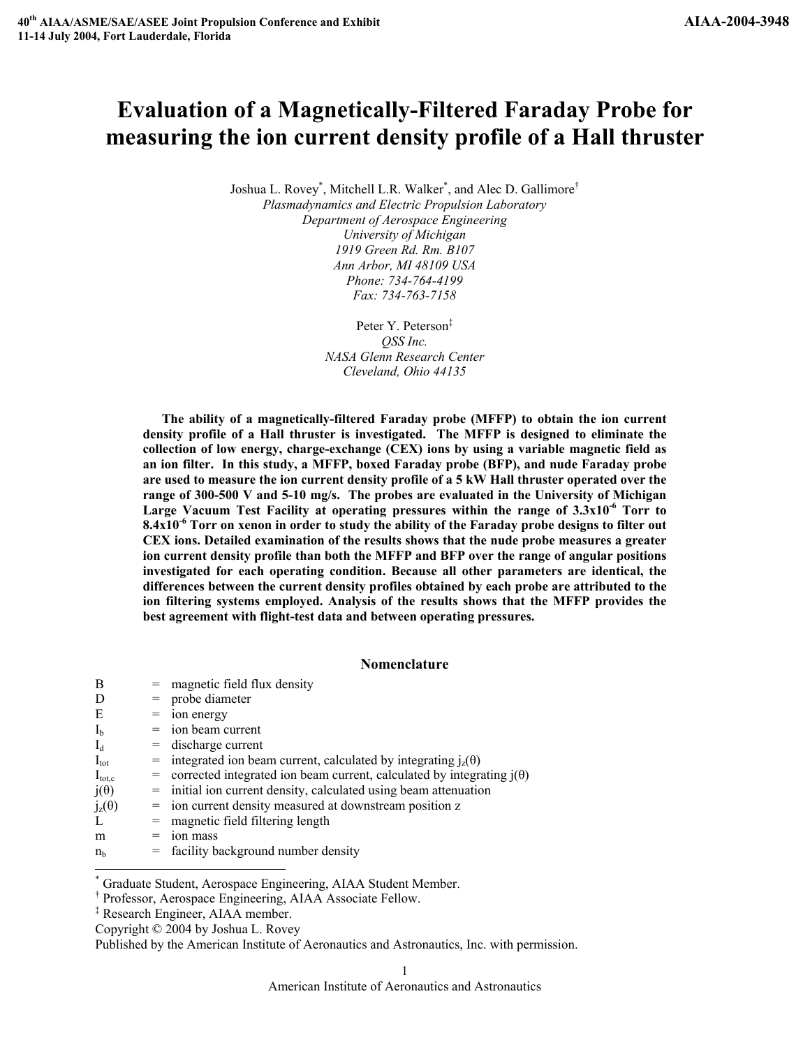# Evaluation of a Magnetically-Filtered Faraday Probe for measuring the ion current density profile of a Hall thruster

Joshua L. Rovey[*], Mitchell L.R. Walker[*], and Alec D. Gallimore[†]

*Plasmadynamics and Electric Propulsion Laboratory*
*Department of Aerospace Engineering*
*University of Michigan*
*1919 Green Rd. Rm. B107*
*Ann Arbor, MI 48109 USA*
*Phone: 734-764-4199*
*Fax: 734-763-7158*

Peter Y. Peterson[‡]

*QSS Inc.*
*NASA Glenn Research Center*
*Cleveland, Ohio 44135*

**The ability of a magnetically-filtered Faraday probe (MFFP) to obtain the ion current density profile of a Hall thruster is investigated. The MFFP is designed to eliminate the collection of low energy, charge-exchange (CEX) ions by using a variable magnetic field as an ion filter. In this study, a MFFP, boxed Faraday probe (BFP), and nude Faraday probe are used to measure the ion current density profile of a 5 kW Hall thruster operated over the range of 300-500 V and 5-10 mg/s. The probes are evaluated in the University of Michigan Large Vacuum Test Facility at operating pressures within the range of $3.3\times10^{-6}$ Torr to $8.4\times10^{-6}$ Torr on xenon in order to study the ability of the Faraday probe designs to filter out CEX ions. Detailed examination of the results shows that the nude probe measures a greater ion current density profile than both the MFFP and BFP over the range of angular positions investigated for each operating condition. Because all other parameters are identical, the differences between the current density profiles obtained by each probe are attributed to the ion filtering systems employed. Analysis of the results shows that the MFFP provides the best agreement with flight-test data and between operating pressures.**

## Nomenclature

| | | |
|---|---|---|
| $B$ | = | magnetic field flux density |
| $D$ | = | probe diameter |
| $E$ | = | ion energy |
| $I_b$ | = | ion beam current |
| $I_d$ | = | discharge current |
| $I_{tot}$ | = | integrated ion beam current, calculated by integrating $j_z(\theta)$ |
| $I_{tot,c}$ | = | corrected integrated ion beam current, calculated by integrating $j(\theta)$ |
| $j(\theta)$ | = | initial ion current density, calculated using beam attenuation |
| $j_z(\theta)$ | = | ion current density measured at downstream position z |
| $L$ | = | magnetic field filtering length |
| $m$ | = | ion mass |
| $n_b$ | = | facility background number density |

[*] Graduate Student, Aerospace Engineering, AIAA Student Member.
[†] Professor, Aerospace Engineering, AIAA Associate Fellow.
[‡] Research Engineer, AIAA member.
Copyright © 2004 by Joshua L. Rovey
Published by the American Institute of Aeronautics and Astronautics, Inc. with permission.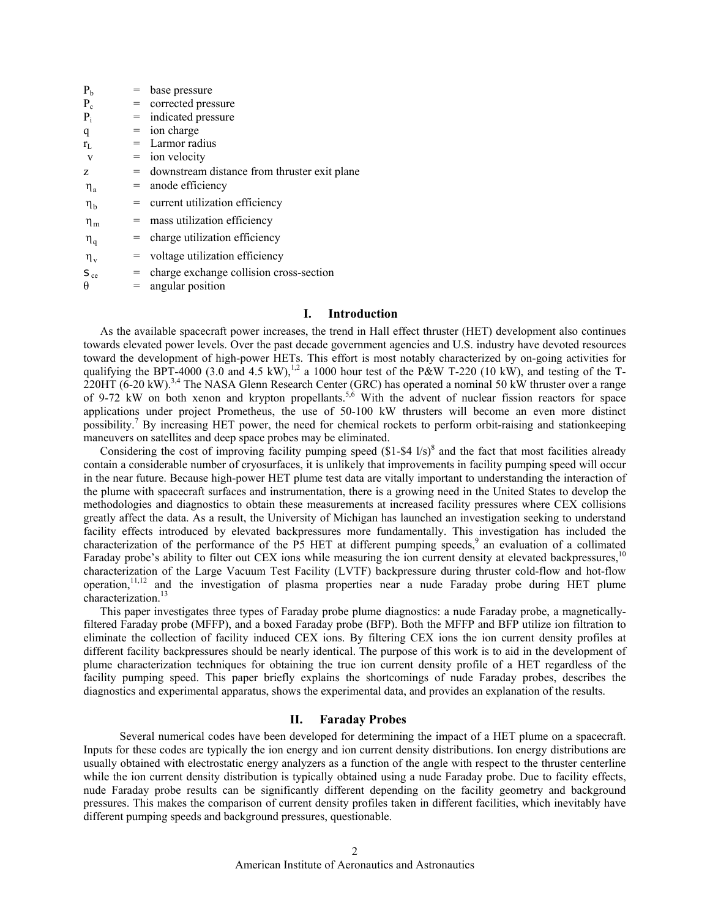$P_b$ = base pressure
$P_c$ = corrected pressure
$P_i$ = indicated pressure
$q$ = ion charge
$r_L$ = Larmor radius
$v$ = ion velocity
$z$ = downstream distance from thruster exit plane
$\eta_a$ = anode efficiency
$\eta_b$ = current utilization efficiency
$\eta_m$ = mass utilization efficiency
$\eta_q$ = charge utilization efficiency
$\eta_v$ = voltage utilization efficiency
$\sigma_{ce}$ = charge exchange collision cross-section
$\theta$ = angular position

## I. Introduction

As the available spacecraft power increases, the trend in Hall effect thruster (HET) development also continues towards elevated power levels. Over the past decade government agencies and U.S. industry have devoted resources toward the development of high-power HETs. This effort is most notably characterized by on-going activities for qualifying the BPT-4000 (3.0 and 4.5 kW),[1,2] a 1000 hour test of the P&W T-220 (10 kW), and testing of the T-220HT (6-20 kW).[3,4] The NASA Glenn Research Center (GRC) has operated a nominal 50 kW thruster over a range of 9-72 kW on both xenon and krypton propellants.[5,6] With the advent of nuclear fission reactors for space applications under project Prometheus, the use of 50-100 kW thrusters will become an even more distinct possibility.[7] By increasing HET power, the need for chemical rockets to perform orbit-raising and stationkeeping maneuvers on satellites and deep space probes may be eliminated.

Considering the cost of improving facility pumping speed ($1-$4 l/s)[8] and the fact that most facilities already contain a considerable number of cryosurfaces, it is unlikely that improvements in facility pumping speed will occur in the near future. Because high-power HET plume test data are vitally important to understanding the interaction of the plume with spacecraft surfaces and instrumentation, there is a growing need in the United States to develop the methodologies and diagnostics to obtain these measurements at increased facility pressures where CEX collisions greatly affect the data. As a result, the University of Michigan has launched an investigation seeking to understand facility effects introduced by elevated backpressures more fundamentally. This investigation has included the characterization of the performance of the P5 HET at different pumping speeds,[9] an evaluation of a collimated Faraday probe's ability to filter out CEX ions while measuring the ion current density at elevated backpressures,[10] characterization of the Large Vacuum Test Facility (LVTF) backpressure during thruster cold-flow and hot-flow operation,[11,12] and the investigation of plasma properties near a nude Faraday probe during HET plume characterization.[13]

This paper investigates three types of Faraday probe plume diagnostics: a nude Faraday probe, a magnetically-filtered Faraday probe (MFFP), and a boxed Faraday probe (BFP). Both the MFFP and BFP utilize ion filtration to eliminate the collection of facility induced CEX ions. By filtering CEX ions the ion current density profiles at different facility backpressures should be nearly identical. The purpose of this work is to aid in the development of plume characterization techniques for obtaining the true ion current density profile of a HET regardless of the facility pumping speed. This paper briefly explains the shortcomings of nude Faraday probes, describes the diagnostics and experimental apparatus, shows the experimental data, and provides an explanation of the results.

## II. Faraday Probes

Several numerical codes have been developed for determining the impact of a HET plume on a spacecraft. Inputs for these codes are typically the ion energy and ion current density distributions. Ion energy distributions are usually obtained with electrostatic energy analyzers as a function of the angle with respect to the thruster centerline while the ion current density distribution is typically obtained using a nude Faraday probe. Due to facility effects, nude Faraday probe results can be significantly different depending on the facility geometry and background pressures. This makes the comparison of current density profiles taken in different facilities, which inevitably have different pumping speeds and background pressures, questionable.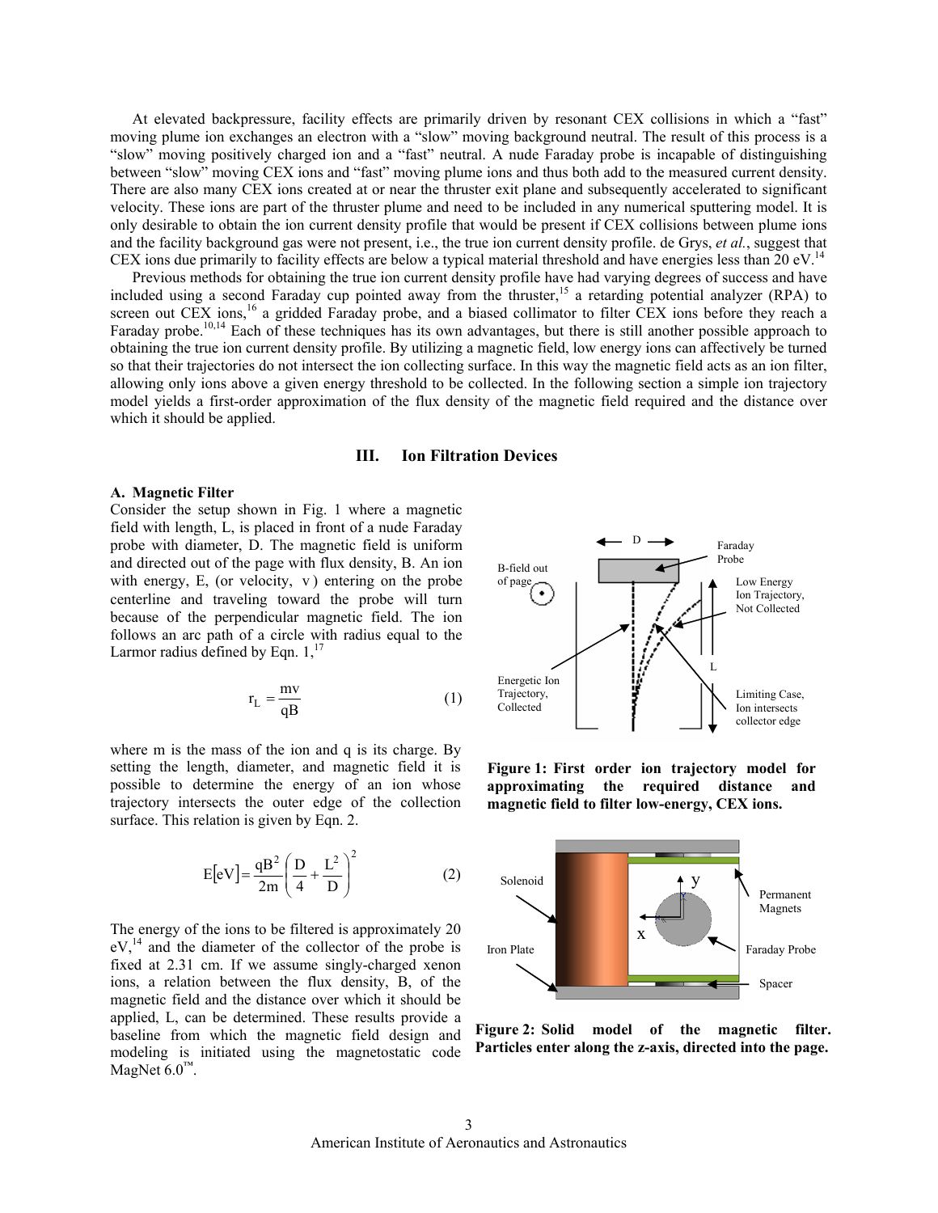At elevated backpressure, facility effects are primarily driven by resonant CEX collisions in which a "fast" moving plume ion exchanges an electron with a "slow" moving background neutral. The result of this process is a "slow" moving positively charged ion and a "fast" neutral. A nude Faraday probe is incapable of distinguishing between "slow" moving CEX ions and "fast" moving plume ions and thus both add to the measured current density. There are also many CEX ions created at or near the thruster exit plane and subsequently accelerated to significant velocity. These ions are part of the thruster plume and need to be included in any numerical sputtering model. It is only desirable to obtain the ion current density profile that would be present if CEX collisions between plume ions and the facility background gas were not present, i.e., the true ion current density profile. de Grys, *et al.*, suggest that CEX ions due primarily to facility effects are below a typical material threshold and have energies less than 20 eV.[14]

Previous methods for obtaining the true ion current density profile have had varying degrees of success and have included using a second Faraday cup pointed away from the thruster,[15] a retarding potential analyzer (RPA) to screen out CEX ions,[16] a gridded Faraday probe, and a biased collimator to filter CEX ions before they reach a Faraday probe.[10,14] Each of these techniques has its own advantages, but there is still another possible approach to obtaining the true ion current density profile. By utilizing a magnetic field, low energy ions can affectively be turned so that their trajectories do not intersect the ion collecting surface. In this way the magnetic field acts as an ion filter, allowing only ions above a given energy threshold to be collected. In the following section a simple ion trajectory model yields a first-order approximation of the flux density of the magnetic field required and the distance over which it should be applied.

## III. Ion Filtration Devices

### A. Magnetic Filter

Consider the setup shown in Fig. 1 where a magnetic field with length, L, is placed in front of a nude Faraday probe with diameter, D. The magnetic field is uniform and directed out of the page with flux density, B. An ion with energy, E, (or velocity, v) entering on the probe centerline and traveling toward the probe will turn because of the perpendicular magnetic field. The ion follows an arc path of a circle with radius equal to the Larmor radius defined by Eqn. 1,[17]

$$r_L = \frac{mv}{qB} \tag{1}$$

where m is the mass of the ion and q is its charge. By setting the length, diameter, and magnetic field it is possible to determine the energy of an ion whose trajectory intersects the outer edge of the collection surface. This relation is given by Eqn. 2.

$$E[eV] = \frac{qB^2}{2m}\left(\frac{D}{4} + \frac{L^2}{D}\right)^2 \tag{2}$$

The energy of the ions to be filtered is approximately 20 eV,[14] and the diameter of the collector of the probe is fixed at 2.31 cm. If we assume singly-charged xenon ions, a relation between the flux density, B, of the magnetic field and the distance over which it should be applied, L, can be determined. These results provide a baseline from which the magnetic field design and modeling is initiated using the magnetostatic code MagNet 6.0™.

**Figure 1: First order ion trajectory model for approximating the required distance and magnetic field to filter low-energy, CEX ions.**

**Figure 2: Solid model of the magnetic filter. Particles enter along the z-axis, directed into the page.**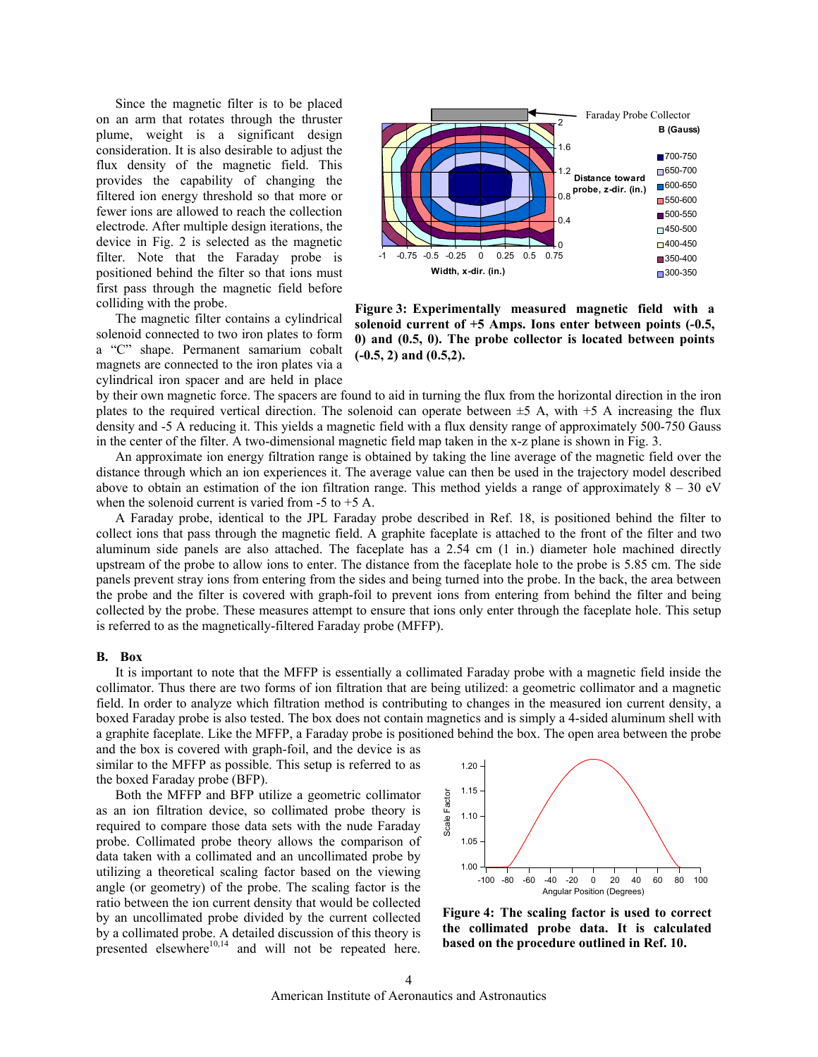Since the magnetic filter is to be placed on an arm that rotates through the thruster plume, weight is a significant design consideration. It is also desirable to adjust the flux density of the magnetic field. This provides the capability of changing the filtered ion energy threshold so that more or fewer ions are allowed to reach the collection electrode. After multiple design iterations, the device in Fig. 2 is selected as the magnetic filter. Note that the Faraday probe is positioned behind the filter so that ions must first pass through the magnetic field before colliding with the probe.

The magnetic filter contains a cylindrical solenoid connected to two iron plates to form a "C" shape. Permanent samarium cobalt magnets are connected to the iron plates via a cylindrical iron spacer and are held in place by their own magnetic force. The spacers are found to aid in turning the flux from the horizontal direction in the iron plates to the required vertical direction. The solenoid can operate between ±5 A, with +5 A increasing the flux density and -5 A reducing it. This yields a magnetic field with a flux density range of approximately 500-750 Gauss in the center of the filter. A two-dimensional magnetic field map taken in the x-z plane is shown in Fig. 3.

**Figure 3: Experimentally measured magnetic field with a solenoid current of +5 Amps. Ions enter between points (-0.5, 0) and (0.5, 0). The probe collector is located between points (-0.5, 2) and (0.5,2).**

An approximate ion energy filtration range is obtained by taking the line average of the magnetic field over the distance through which an ion experiences it. The average value can then be used in the trajectory model described above to obtain an estimation of the ion filtration range. This method yields a range of approximately 8 – 30 eV when the solenoid current is varied from -5 to +5 A.

A Faraday probe, identical to the JPL Faraday probe described in Ref. 18, is positioned behind the filter to collect ions that pass through the magnetic field. A graphite faceplate is attached to the front of the filter and two aluminum side panels are also attached. The faceplate has a 2.54 cm (1 in.) diameter hole machined directly upstream of the probe to allow ions to enter. The distance from the faceplate hole to the probe is 5.85 cm. The side panels prevent stray ions from entering from the sides and being turned into the probe. In the back, the area between the probe and the filter is covered with graph-foil to prevent ions from entering from behind the filter and being collected by the probe. These measures attempt to ensure that ions only enter through the faceplate hole. This setup is referred to as the magnetically-filtered Faraday probe (MFFP).

## B. Box

It is important to note that the MFFP is essentially a collimated Faraday probe with a magnetic field inside the collimator. Thus there are two forms of ion filtration that are being utilized: a geometric collimator and a magnetic field. In order to analyze which filtration method is contributing to changes in the measured ion current density, a boxed Faraday probe is also tested. The box does not contain magnetics and is simply a 4-sided aluminum shell with a graphite faceplate. Like the MFFP, a Faraday probe is positioned behind the box. The open area between the probe and the box is covered with graph-foil, and the device is as similar to the MFFP as possible. This setup is referred to as the boxed Faraday probe (BFP).

Both the MFFP and BFP utilize a geometric collimator as an ion filtration device, so collimated probe theory is required to compare those data sets with the nude Faraday probe. Collimated probe theory allows the comparison of data taken with a collimated and an uncollimated probe by utilizing a theoretical scaling factor based on the viewing angle (or geometry) of the probe. The scaling factor is the ratio between the ion current density that would be collected by an uncollimated probe divided by the current collected by a collimated probe. A detailed discussion of this theory is presented elsewhere[10,14] and will not be repeated here.

**Figure 4: The scaling factor is used to correct the collimated probe data. It is calculated based on the procedure outlined in Ref. 10.**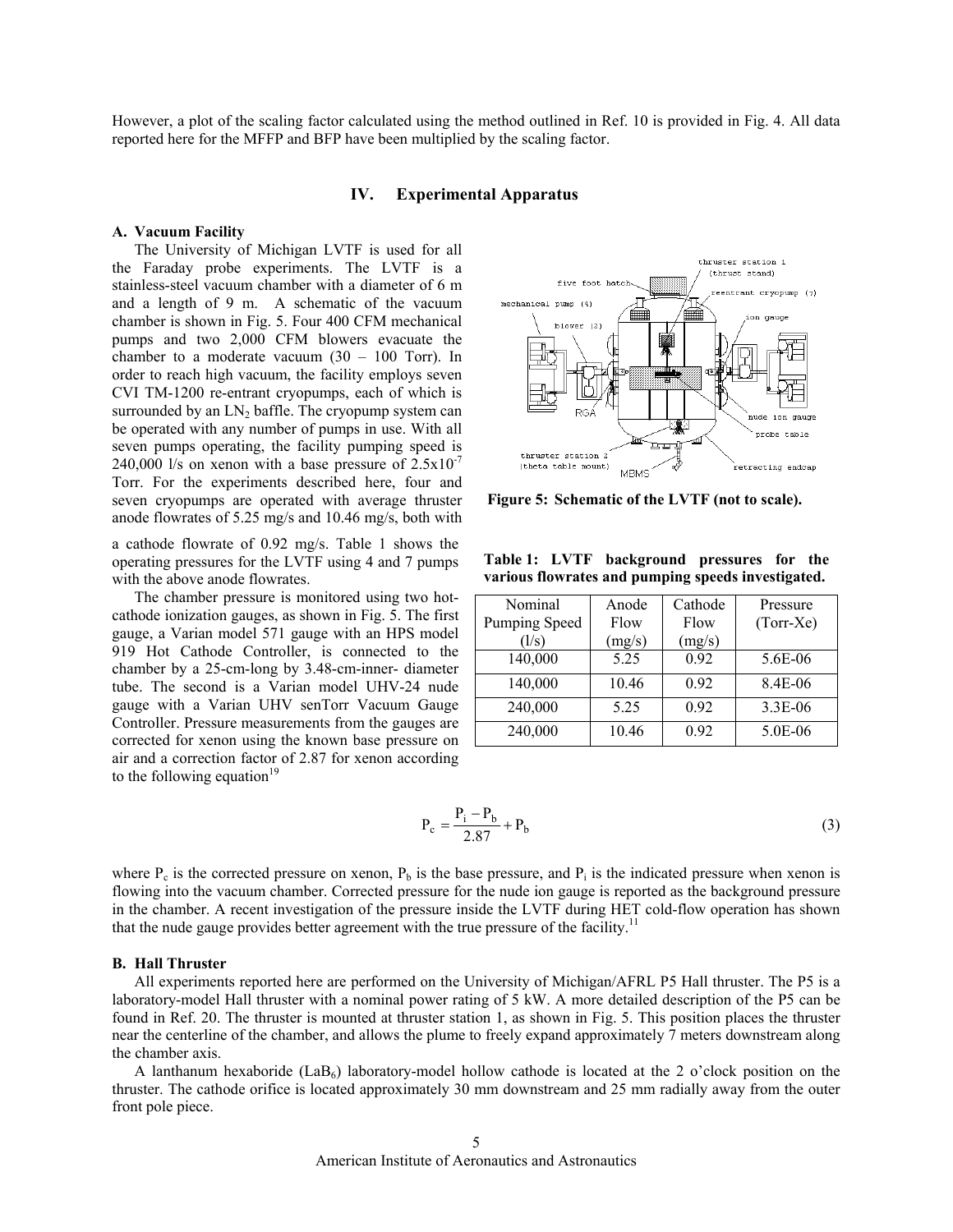However, a plot of the scaling factor calculated using the method outlined in Ref. 10 is provided in Fig. 4. All data reported here for the MFFP and BFP have been multiplied by the scaling factor.

## IV. Experimental Apparatus

### A. Vacuum Facility

The University of Michigan LVTF is used for all the Faraday probe experiments. The LVTF is a stainless-steel vacuum chamber with a diameter of 6 m and a length of 9 m. A schematic of the vacuum chamber is shown in Fig. 5. Four 400 CFM mechanical pumps and two 2,000 CFM blowers evacuate the chamber to a moderate vacuum (30 – 100 Torr). In order to reach high vacuum, the facility employs seven CVI TM-1200 re-entrant cryopumps, each of which is surrounded by an $LN_2$ baffle. The cryopump system can be operated with any number of pumps in use. With all seven pumps operating, the facility pumping speed is 240,000 l/s on xenon with a base pressure of $2.5 \times 10^{-7}$ Torr. For the experiments described here, four and seven cryopumps are operated with average thruster anode flowrates of 5.25 mg/s and 10.46 mg/s, both with a cathode flowrate of 0.92 mg/s. Table 1 shows the operating pressures for the LVTF using 4 and 7 pumps with the above anode flowrates.

**Figure 5: Schematic of the LVTF (not to scale).**

**Table 1: LVTF background pressures for the various flowrates and pumping speeds investigated.**

| Nominal Pumping Speed (l/s) | Anode Flow (mg/s) | Cathode Flow (mg/s) | Pressure (Torr-Xe) |
|---|---|---|---|
| 140,000 | 5.25 | 0.92 | 5.6E-06 |
| 140,000 | 10.46 | 0.92 | 8.4E-06 |
| 240,000 | 5.25 | 0.92 | 3.3E-06 |
| 240,000 | 10.46 | 0.92 | 5.0E-06 |

The chamber pressure is monitored using two hot-cathode ionization gauges, as shown in Fig. 5. The first gauge, a Varian model 571 gauge with an HPS model 919 Hot Cathode Controller, is connected to the chamber by a 25-cm-long by 3.48-cm-inner- diameter tube. The second is a Varian model UHV-24 nude gauge with a Varian UHV senTorr Vacuum Gauge Controller. Pressure measurements from the gauges are corrected for xenon using the known base pressure on air and a correction factor of 2.87 for xenon according to the following equation[19]

$$P_c = \frac{P_i - P_b}{2.87} + P_b \tag{3}$$

where $P_c$ is the corrected pressure on xenon, $P_b$ is the base pressure, and $P_i$ is the indicated pressure when xenon is flowing into the vacuum chamber. Corrected pressure for the nude ion gauge is reported as the background pressure in the chamber. A recent investigation of the pressure inside the LVTF during HET cold-flow operation has shown that the nude gauge provides better agreement with the true pressure of the facility.[11]

### B. Hall Thruster

All experiments reported here are performed on the University of Michigan/AFRL P5 Hall thruster. The P5 is a laboratory-model Hall thruster with a nominal power rating of 5 kW. A more detailed description of the P5 can be found in Ref. 20. The thruster is mounted at thruster station 1, as shown in Fig. 5. This position places the thruster near the centerline of the chamber, and allows the plume to freely expand approximately 7 meters downstream along the chamber axis.

A lanthanum hexaboride ($LaB_6$) laboratory-model hollow cathode is located at the 2 o'clock position on the thruster. The cathode orifice is located approximately 30 mm downstream and 25 mm radially away from the outer front pole piece.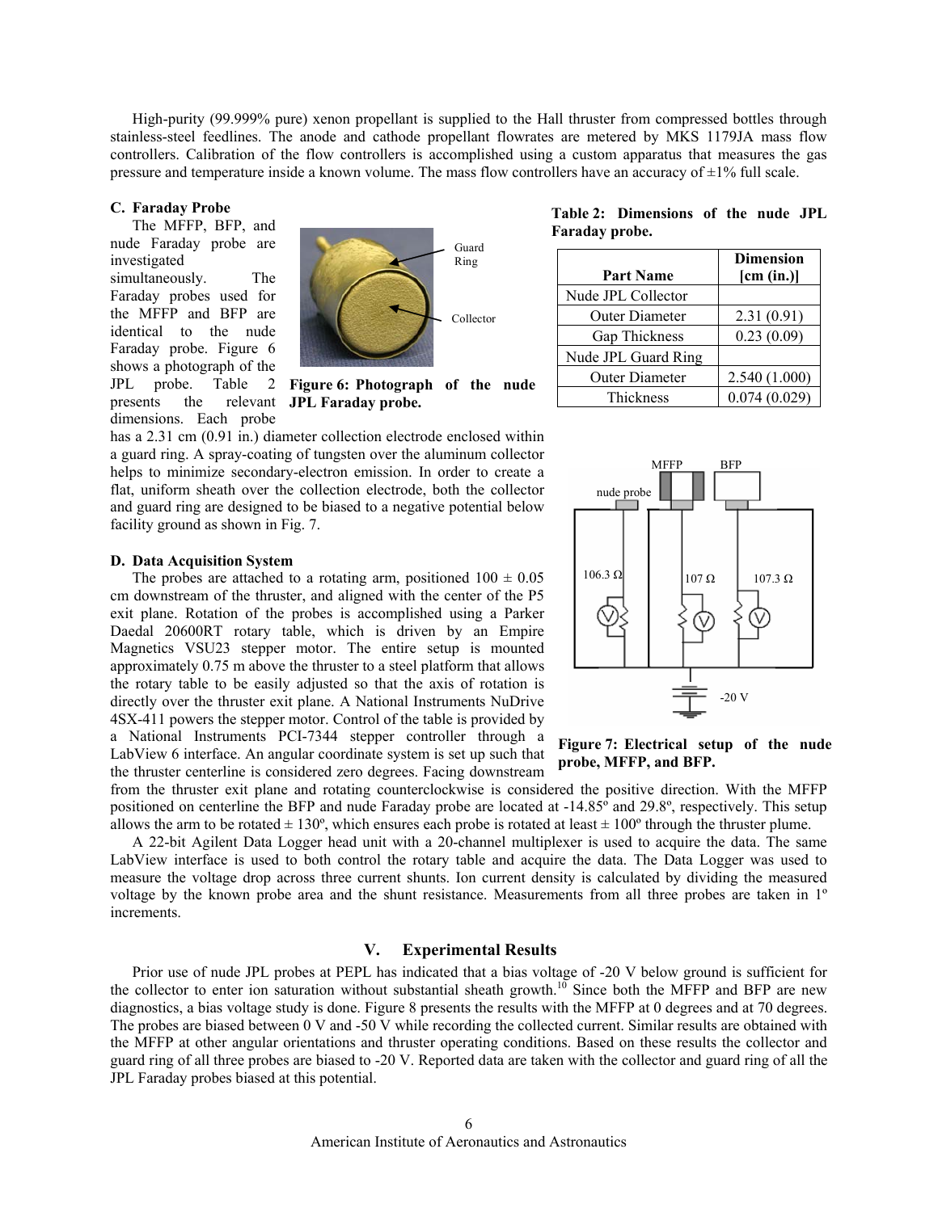High-purity (99.999% pure) xenon propellant is supplied to the Hall thruster from compressed bottles through stainless-steel feedlines. The anode and cathode propellant flowrates are metered by MKS 1179JA mass flow controllers. Calibration of the flow controllers is accomplished using a custom apparatus that measures the gas pressure and temperature inside a known volume. The mass flow controllers have an accuracy of ±1% full scale.

### C. Faraday Probe

The MFFP, BFP, and nude Faraday probe are investigated simultaneously. The Faraday probes used for the MFFP and BFP are identical to the nude Faraday probe. Figure 6 shows a photograph of the JPL probe. Table 2 presents the relevant dimensions. Each probe has a 2.31 cm (0.91 in.) diameter collection electrode enclosed within a guard ring. A spray-coating of tungsten over the aluminum collector helps to minimize secondary-electron emission. In order to create a flat, uniform sheath over the collection electrode, both the collector and guard ring are designed to be biased to a negative potential below facility ground as shown in Fig. 7.

**Figure 6: Photograph of the nude JPL Faraday probe.**

**Table 2: Dimensions of the nude JPL Faraday probe.**

| Part Name | Dimension [cm (in.)] |
|---|---|
| Nude JPL Collector | |
| Outer Diameter | 2.31 (0.91) |
| Gap Thickness | 0.23 (0.09) |
| Nude JPL Guard Ring | |
| Outer Diameter | 2.540 (1.000) |
| Thickness | 0.074 (0.029) |

**Figure 7: Electrical setup of the nude probe, MFFP, and BFP.**

### D. Data Acquisition System

The probes are attached to a rotating arm, positioned 100 ± 0.05 cm downstream of the thruster, and aligned with the center of the P5 exit plane. Rotation of the probes is accomplished using a Parker Daedal 20600RT rotary table, which is driven by an Empire Magnetics VSU23 stepper motor. The entire setup is mounted approximately 0.75 m above the thruster to a steel platform that allows the rotary table to be easily adjusted so that the axis of rotation is directly over the thruster exit plane. A National Instruments NuDrive 4SX-411 powers the stepper motor. Control of the table is provided by a National Instruments PCI-7344 stepper controller through a LabView 6 interface. An angular coordinate system is set up such that the thruster centerline is considered zero degrees. Facing downstream from the thruster exit plane and rotating counterclockwise is considered the positive direction. With the MFFP positioned on centerline the BFP and nude Faraday probe are located at -14.85º and 29.8º, respectively. This setup allows the arm to be rotated ± 130º, which ensures each probe is rotated at least ± 100º through the thruster plume.

A 22-bit Agilent Data Logger head unit with a 20-channel multiplexer is used to acquire the data. The same LabView interface is used to both control the rotary table and acquire the data. The Data Logger was used to measure the voltage drop across three current shunts. Ion current density is calculated by dividing the measured voltage by the known probe area and the shunt resistance. Measurements from all three probes are taken in 1º increments.

## V. Experimental Results

Prior use of nude JPL probes at PEPL has indicated that a bias voltage of -20 V below ground is sufficient for the collector to enter ion saturation without substantial sheath growth.[10] Since both the MFFP and BFP are new diagnostics, a bias voltage study is done. Figure 8 presents the results with the MFFP at 0 degrees and at 70 degrees. The probes are biased between 0 V and -50 V while recording the collected current. Similar results are obtained with the MFFP at other angular orientations and thruster operating conditions. Based on these results the collector and guard ring of all three probes are biased to -20 V. Reported data are taken with the collector and guard ring of all the JPL Faraday probes biased at this potential.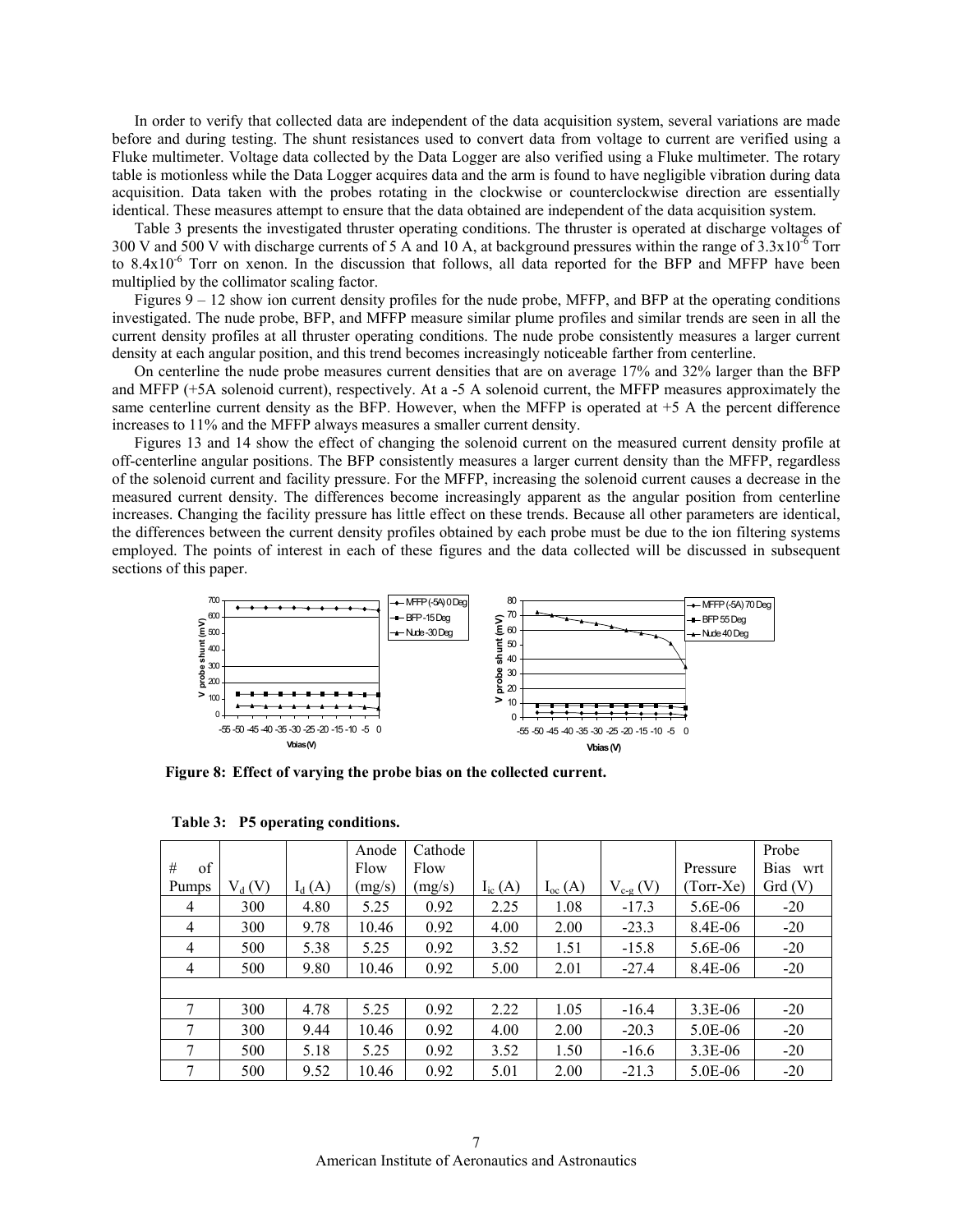In order to verify that collected data are independent of the data acquisition system, several variations are made before and during testing. The shunt resistances used to convert data from voltage to current are verified using a Fluke multimeter. Voltage data collected by the Data Logger are also verified using a Fluke multimeter. The rotary table is motionless while the Data Logger acquires data and the arm is found to have negligible vibration during data acquisition. Data taken with the probes rotating in the clockwise or counterclockwise direction are essentially identical. These measures attempt to ensure that the data obtained are independent of the data acquisition system.

Table 3 presents the investigated thruster operating conditions. The thruster is operated at discharge voltages of 300 V and 500 V with discharge currents of 5 A and 10 A, at background pressures within the range of $3.3 \times 10^{-6}$ Torr to $8.4 \times 10^{-6}$ Torr on xenon. In the discussion that follows, all data reported for the BFP and MFFP have been multiplied by the collimator scaling factor.

Figures 9 – 12 show ion current density profiles for the nude probe, MFFP, and BFP at the operating conditions investigated. The nude probe, BFP, and MFFP measure similar plume profiles and similar trends are seen in all the current density profiles at all thruster operating conditions. The nude probe consistently measures a larger current density at each angular position, and this trend becomes increasingly noticeable farther from centerline.

On centerline the nude probe measures current densities that are on average 17% and 32% larger than the BFP and MFFP (+5A solenoid current), respectively. At a -5 A solenoid current, the MFFP measures approximately the same centerline current density as the BFP. However, when the MFFP is operated at +5 A the percent difference increases to 11% and the MFFP always measures a smaller current density.

Figures 13 and 14 show the effect of changing the solenoid current on the measured current density profile at off-centerline angular positions. The BFP consistently measures a larger current density than the MFFP, regardless of the solenoid current and facility pressure. For the MFFP, increasing the solenoid current causes a decrease in the measured current density. The differences become increasingly apparent as the angular position from centerline increases. Changing the facility pressure has little effect on these trends. Because all other parameters are identical, the differences between the current density profiles obtained by each probe must be due to the ion filtering systems employed. The points of interest in each of these figures and the data collected will be discussed in subsequent sections of this paper.

**Figure 8: Effect of varying the probe bias on the collected current.**

**Table 3: P5 operating conditions.**

| # of Pumps | $V_d$ (V) | $I_d$ (A) | Anode Flow (mg/s) | Cathode Flow (mg/s) | $I_{ic}$ (A) | $I_{oc}$ (A) | $V_{c\text{-}g}$ (V) | Pressure (Torr-Xe) | Probe Bias wrt Grd (V) |
|---|---|---|---|---|---|---|---|---|---|
| 4 | 300 | 4.80 | 5.25 | 0.92 | 2.25 | 1.08 | -17.3 | 5.6E-06 | -20 |
| 4 | 300 | 9.78 | 10.46 | 0.92 | 4.00 | 2.00 | -23.3 | 8.4E-06 | -20 |
| 4 | 500 | 5.38 | 5.25 | 0.92 | 3.52 | 1.51 | -15.8 | 5.6E-06 | -20 |
| 4 | 500 | 9.80 | 10.46 | 0.92 | 5.00 | 2.01 | -27.4 | 8.4E-06 | -20 |
| | | | | | | | | | |
| 7 | 300 | 4.78 | 5.25 | 0.92 | 2.22 | 1.05 | -16.4 | 3.3E-06 | -20 |
| 7 | 300 | 9.44 | 10.46 | 0.92 | 4.00 | 2.00 | -20.3 | 5.0E-06 | -20 |
| 7 | 500 | 5.18 | 5.25 | 0.92 | 3.52 | 1.50 | -16.6 | 3.3E-06 | -20 |
| 7 | 500 | 9.52 | 10.46 | 0.92 | 5.01 | 2.00 | -21.3 | 5.0E-06 | -20 |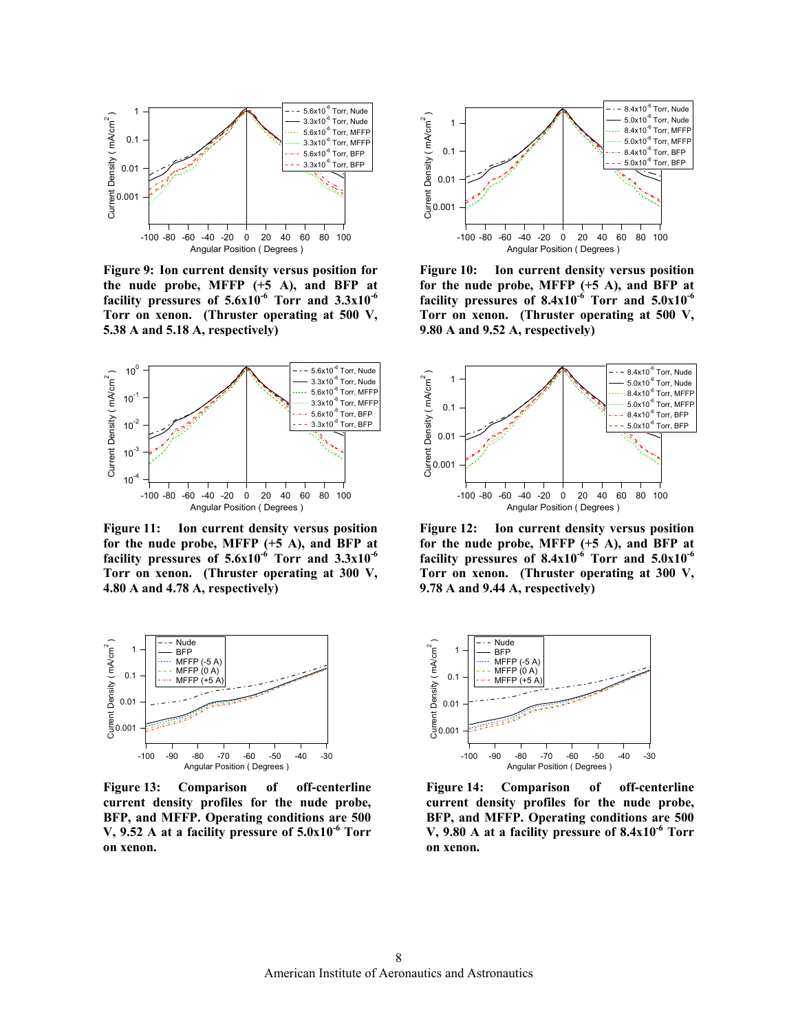**Figure 9: Ion current density versus position for the nude probe, MFFP (+5 A), and BFP at facility pressures of $5.6 \times 10^{-6}$ Torr and $3.3 \times 10^{-6}$ Torr on xenon. (Thruster operating at 500 V, 5.38 A and 5.18 A, respectively)**

**Figure 10: Ion current density versus position for the nude probe, MFFP (+5 A), and BFP at facility pressures of $8.4 \times 10^{-6}$ Torr and $5.0 \times 10^{-6}$ Torr on xenon. (Thruster operating at 500 V, 9.80 A and 9.52 A, respectively)**

**Figure 11: Ion current density versus position for the nude probe, MFFP (+5 A), and BFP at facility pressures of $5.6 \times 10^{-6}$ Torr and $3.3 \times 10^{-6}$ Torr on xenon. (Thruster operating at 300 V, 4.80 A and 4.78 A, respectively)**

**Figure 12: Ion current density versus position for the nude probe, MFFP (+5 A), and BFP at facility pressures of $8.4 \times 10^{-6}$ Torr and $5.0 \times 10^{-6}$ Torr on xenon. (Thruster operating at 300 V, 9.78 A and 9.44 A, respectively)**

**Figure 13: Comparison of off-centerline current density profiles for the nude probe, BFP, and MFFP. Operating conditions are 500 V, 9.52 A at a facility pressure of $5.0 \times 10^{-6}$ Torr on xenon.**

**Figure 14: Comparison of off-centerline current density profiles for the nude probe, BFP, and MFFP. Operating conditions are 500 V, 9.80 A at a facility pressure of $8.4 \times 10^{-6}$ Torr on xenon.**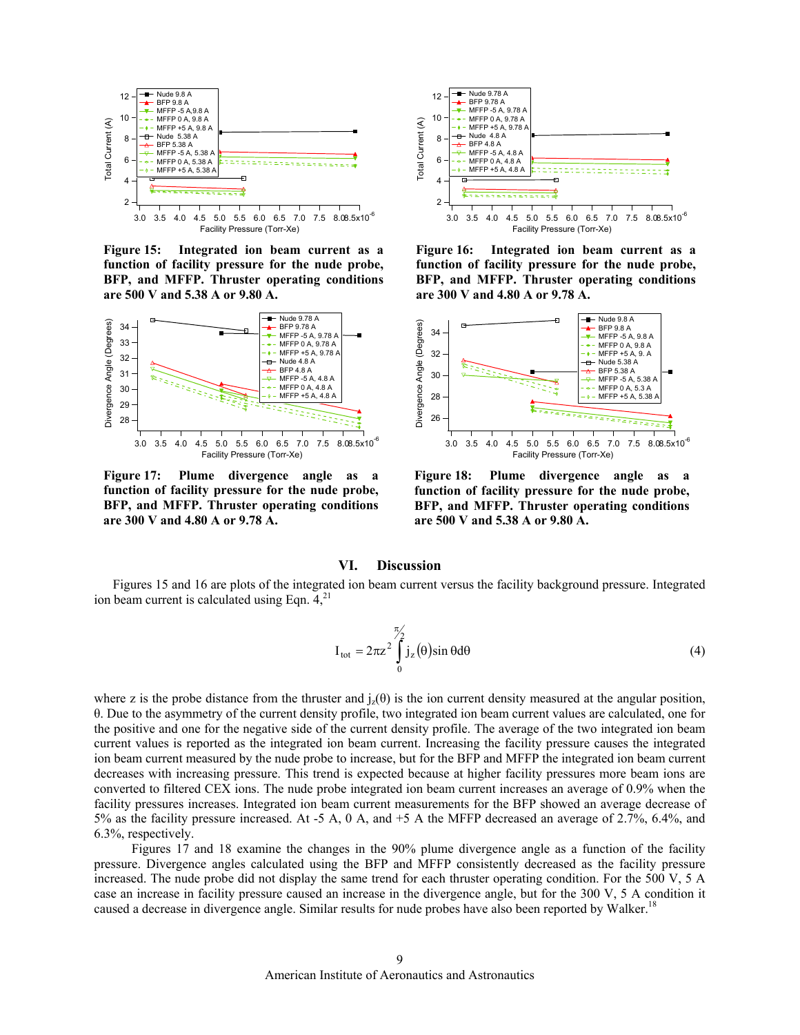Figure 15: Integrated ion beam current as a function of facility pressure for the nude probe, BFP, and MFFP. Thruster operating conditions are 500 V and 5.38 A or 9.80 A.

Figure 16: Integrated ion beam current as a function of facility pressure for the nude probe, BFP, and MFFP. Thruster operating conditions are 300 V and 4.80 A or 9.78 A.

Figure 17: Plume divergence angle as a function of facility pressure for the nude probe, BFP, and MFFP. Thruster operating conditions are 300 V and 4.80 A or 9.78 A.

Figure 18: Plume divergence angle as a function of facility pressure for the nude probe, BFP, and MFFP. Thruster operating conditions are 500 V and 5.38 A or 9.80 A.

## VI. Discussion

Figures 15 and 16 are plots of the integrated ion beam current versus the facility background pressure. Integrated ion beam current is calculated using Eqn. 4,[21]

$$I_{tot} = 2\pi z^2 \int_0^{\pi/2} j_z(\theta)\sin\theta d\theta \tag{4}$$

where z is the probe distance from the thruster and $j_z(\theta)$ is the ion current density measured at the angular position, θ. Due to the asymmetry of the current density profile, two integrated ion beam current values are calculated, one for the positive and one for the negative side of the current density profile. The average of the two integrated ion beam current values is reported as the integrated ion beam current. Increasing the facility pressure causes the integrated ion beam current measured by the nude probe to increase, but for the BFP and MFFP the integrated ion beam current decreases with increasing pressure. This trend is expected because at higher facility pressures more beam ions are converted to filtered CEX ions. The nude probe integrated ion beam current increases an average of 0.9% when the facility pressures increases. Integrated ion beam current measurements for the BFP showed an average decrease of 5% as the facility pressure increased. At -5 A, 0 A, and +5 A the MFFP decreased an average of 2.7%, 6.4%, and 6.3%, respectively.

Figures 17 and 18 examine the changes in the 90% plume divergence angle as a function of the facility pressure. Divergence angles calculated using the BFP and MFFP consistently decreased as the facility pressure increased. The nude probe did not display the same trend for each thruster operating condition. For the 500 V, 5 A case an increase in facility pressure caused an increase in the divergence angle, but for the 300 V, 5 A condition it caused a decrease in divergence angle. Similar results for nude probes have also been reported by Walker.[18]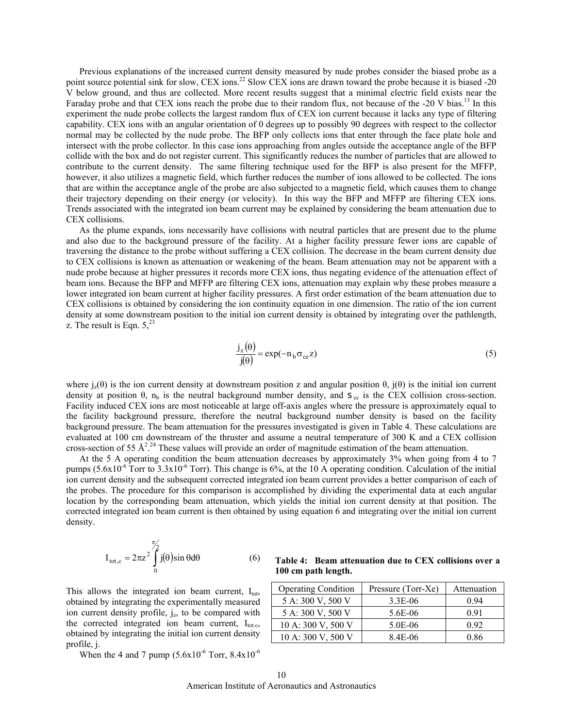Previous explanations of the increased current density measured by nude probes consider the biased probe as a point source potential sink for slow, CEX ions.[22] Slow CEX ions are drawn toward the probe because it is biased -20 V below ground, and thus are collected. More recent results suggest that a minimal electric field exists near the Faraday probe and that CEX ions reach the probe due to their random flux, not because of the -20 V bias.[13] In this experiment the nude probe collects the largest random flux of CEX ion current because it lacks any type of filtering capability. CEX ions with an angular orientation of 0 degrees up to possibly 90 degrees with respect to the collector normal may be collected by the nude probe. The BFP only collects ions that enter through the face plate hole and intersect with the probe collector. In this case ions approaching from angles outside the acceptance angle of the BFP collide with the box and do not register current. This significantly reduces the number of particles that are allowed to contribute to the current density. The same filtering technique used for the BFP is also present for the MFFP, however, it also utilizes a magnetic field, which further reduces the number of ions allowed to be collected. The ions that are within the acceptance angle of the probe are also subjected to a magnetic field, which causes them to change their trajectory depending on their energy (or velocity). In this way the BFP and MFFP are filtering CEX ions. Trends associated with the integrated ion beam current may be explained by considering the beam attenuation due to CEX collisions.

As the plume expands, ions necessarily have collisions with neutral particles that are present due to the plume and also due to the background pressure of the facility. At a higher facility pressure fewer ions are capable of traversing the distance to the probe without suffering a CEX collision. The decrease in the beam current density due to CEX collisions is known as attenuation or weakening of the beam. Beam attenuation may not be apparent with a nude probe because at higher pressures it records more CEX ions, thus negating evidence of the attenuation effect of beam ions. Because the BFP and MFFP are filtering CEX ions, attenuation may explain why these probes measure a lower integrated ion beam current at higher facility pressures. A first order estimation of the beam attenuation due to CEX collisions is obtained by considering the ion continuity equation in one dimension. The ratio of the ion current density at some downstream position to the initial ion current density is obtained by integrating over the pathlength, z. The result is Eqn. 5,[23]

$$\frac{j_z(\theta)}{j(\theta)} = \exp(-n_b \sigma_{ce} z) \tag{5}$$

where $j_z(\theta)$ is the ion current density at downstream position z and angular position θ, $j(\theta)$ is the initial ion current density at position θ, $n_b$ is the neutral background number density, and $\sigma_{ce}$ is the CEX collision cross-section. Facility induced CEX ions are most noticeable at large off-axis angles where the pressure is approximately equal to the facility background pressure, therefore the neutral background number density is based on the facility background pressure. The beam attenuation for the pressures investigated is given in Table 4. These calculations are evaluated at 100 cm downstream of the thruster and assume a neutral temperature of 300 K and a CEX collision cross-section of 55 Å$^2$.[24] These values will provide an order of magnitude estimation of the beam attenuation.

At the 5 A operating condition the beam attenuation decreases by approximately 3% when going from 4 to 7 pumps ($5.6\times10^{-6}$ Torr to $3.3\times10^{-6}$ Torr). This change is 6%, at the 10 A operating condition. Calculation of the initial ion current density and the subsequent corrected integrated ion beam current provides a better comparison of each of the probes. The procedure for this comparison is accomplished by dividing the experimental data at each angular location by the corresponding beam attenuation, which yields the initial ion current density at that position. The corrected integrated ion beam current is then obtained by using equation 6 and integrating over the initial ion current density.

$$I_{tot,c} = 2\pi z^2 \int_0^{\pi/2} j(\theta) \sin\theta \, d\theta \tag{6}$$

**Table 4: Beam attenuation due to CEX collisions over a 100 cm path length.**

| Operating Condition | Pressure (Torr-Xe) | Attenuation |
|---|---|---|
| 5 A: 300 V, 500 V | 3.3E-06 | 0.94 |
| 5 A: 300 V, 500 V | 5.6E-06 | 0.91 |
| 10 A: 300 V, 500 V | 5.0E-06 | 0.92 |
| 10 A: 300 V, 500 V | 8.4E-06 | 0.86 |

This allows the integrated ion beam current, $I_{tot}$, obtained by integrating the experimentally measured ion current density profile, $j_z$, to be compared with the corrected integrated ion beam current, $I_{tot,c}$, obtained by integrating the initial ion current density profile, j.

When the 4 and 7 pump ($5.6\times10^{-6}$ Torr, $8.4\times10^{-6}$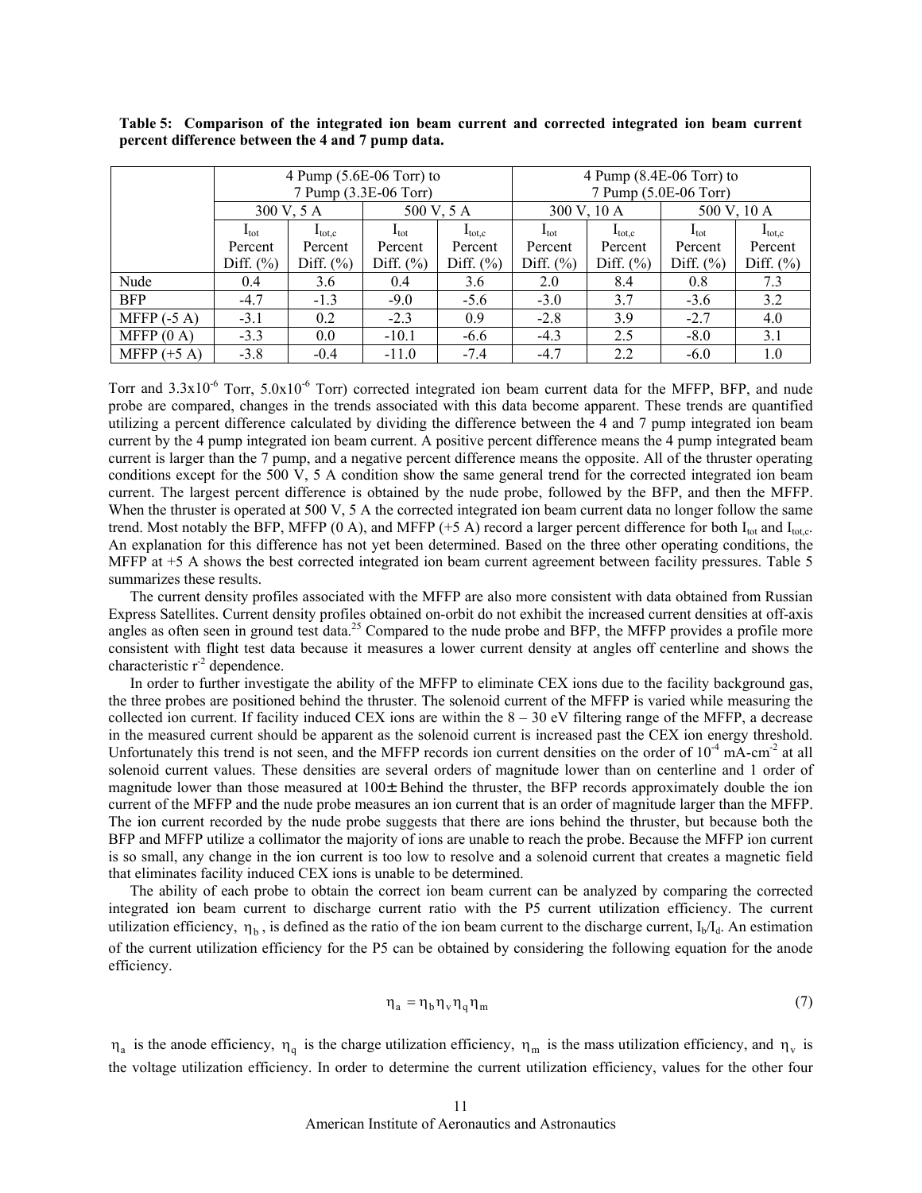**Table 5: Comparison of the integrated ion beam current and corrected integrated ion beam current percent difference between the 4 and 7 pump data.**

| | 4 Pump (5.6E-06 Torr) to 7 Pump (3.3E-06 Torr) | | | | 4 Pump (8.4E-06 Torr) to 7 Pump (5.0E-06 Torr) | | | |
|---|---|---|---|---|---|---|---|---|
| | 300 V, 5 A | | 500 V, 5 A | | 300 V, 10 A | | 500 V, 10 A | |
| | $I_{tot}$ Percent Diff. (%) | $I_{tot,c}$ Percent Diff. (%) | $I_{tot}$ Percent Diff. (%) | $I_{tot,c}$ Percent Diff. (%) | $I_{tot}$ Percent Diff. (%) | $I_{tot,c}$ Percent Diff. (%) | $I_{tot}$ Percent Diff. (%) | $I_{tot,c}$ Percent Diff. (%) |
| Nude | 0.4 | 3.6 | 0.4 | 3.6 | 2.0 | 8.4 | 0.8 | 7.3 |
| BFP | -4.7 | -1.3 | -9.0 | -5.6 | -3.0 | 3.7 | -3.6 | 3.2 |
| MFFP (-5 A) | -3.1 | 0.2 | -2.3 | 0.9 | -2.8 | 3.9 | -2.7 | 4.0 |
| MFFP (0 A) | -3.3 | 0.0 | -10.1 | -6.6 | -4.3 | 2.5 | -8.0 | 3.1 |
| MFFP (+5 A) | -3.8 | -0.4 | -11.0 | -7.4 | -4.7 | 2.2 | -6.0 | 1.0 |

Torr and $3.3\times10^{-6}$ Torr, $5.0\times10^{-6}$ Torr) corrected integrated ion beam current data for the MFFP, BFP, and nude probe are compared, changes in the trends associated with this data become apparent. These trends are quantified utilizing a percent difference calculated by dividing the difference between the 4 and 7 pump integrated ion beam current by the 4 pump integrated ion beam current. A positive percent difference means the 4 pump integrated beam current is larger than the 7 pump, and a negative percent difference means the opposite. All of the thruster operating conditions except for the 500 V, 5 A condition show the same general trend for the corrected integrated ion beam current. The largest percent difference is obtained by the nude probe, followed by the BFP, and then the MFFP. When the thruster is operated at 500 V, 5 A the corrected integrated ion beam current data no longer follow the same trend. Most notably the BFP, MFFP (0 A), and MFFP (+5 A) record a larger percent difference for both $I_{tot}$ and $I_{tot,c}$. An explanation for this difference has not yet been determined. Based on the three other operating conditions, the MFFP at +5 A shows the best corrected integrated ion beam current agreement between facility pressures. Table 5 summarizes these results.

The current density profiles associated with the MFFP are also more consistent with data obtained from Russian Express Satellites. Current density profiles obtained on-orbit do not exhibit the increased current densities at off-axis angles as often seen in ground test data.[25] Compared to the nude probe and BFP, the MFFP provides a profile more consistent with flight test data because it measures a lower current density at angles off centerline and shows the characteristic $r^{-2}$ dependence.

In order to further investigate the ability of the MFFP to eliminate CEX ions due to the facility background gas, the three probes are positioned behind the thruster. The solenoid current of the MFFP is varied while measuring the collected ion current. If facility induced CEX ions are within the 8 – 30 eV filtering range of the MFFP, a decrease in the measured current should be apparent as the solenoid current is increased past the CEX ion energy threshold. Unfortunately this trend is not seen, and the MFFP records ion current densities on the order of $10^{-4}$ mA-cm$^{-2}$ at all solenoid current values. These densities are several orders of magnitude lower than on centerline and 1 order of magnitude lower than those measured at 100± Behind the thruster, the BFP records approximately double the ion current of the MFFP and the nude probe measures an ion current that is an order of magnitude larger than the MFFP. The ion current recorded by the nude probe suggests that there are ions behind the thruster, but because both the BFP and MFFP utilize a collimator the majority of ions are unable to reach the probe. Because the MFFP ion current is so small, any change in the ion current is too low to resolve and a solenoid current that creates a magnetic field that eliminates facility induced CEX ions is unable to be determined.

The ability of each probe to obtain the correct ion beam current can be analyzed by comparing the corrected integrated ion beam current to discharge current ratio with the P5 current utilization efficiency. The current utilization efficiency, $\eta_b$, is defined as the ratio of the ion beam current to the discharge current, $I_b/I_d$. An estimation of the current utilization efficiency for the P5 can be obtained by considering the following equation for the anode efficiency.

$$\eta_a = \eta_b \eta_v \eta_q \eta_m \tag{7}$$

$\eta_a$ is the anode efficiency, $\eta_q$ is the charge utilization efficiency, $\eta_m$ is the mass utilization efficiency, and $\eta_v$ is the voltage utilization efficiency. In order to determine the current utilization efficiency, values for the other four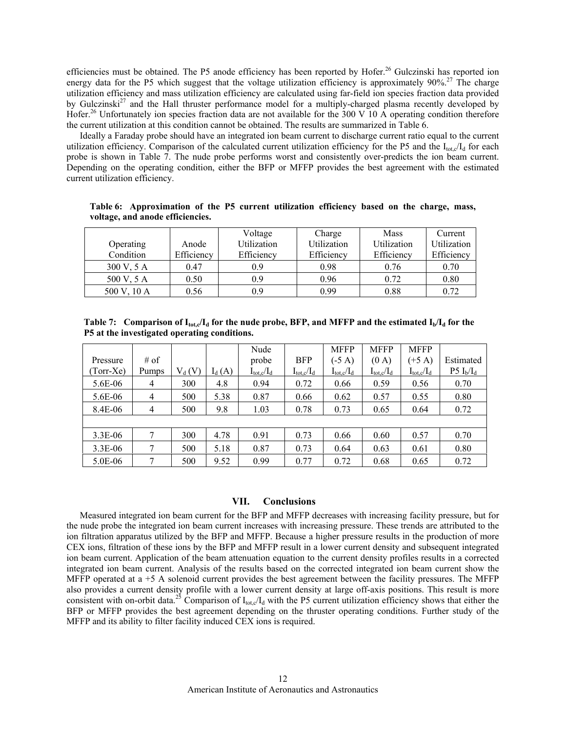efficiencies must be obtained. The P5 anode efficiency has been reported by Hofer.[26] Gulczinski has reported ion energy data for the P5 which suggest that the voltage utilization efficiency is approximately 90%.[27] The charge utilization efficiency and mass utilization efficiency are calculated using far-field ion species fraction data provided by Gulczinski[27] and the Hall thruster performance model for a multiply-charged plasma recently developed by Hofer.[26] Unfortunately ion species fraction data are not available for the 300 V 10 A operating condition therefore the current utilization at this condition cannot be obtained. The results are summarized in Table 6.

Ideally a Faraday probe should have an integrated ion beam current to discharge current ratio equal to the current utilization efficiency. Comparison of the calculated current utilization efficiency for the P5 and the $I_{tot,c}/I_d$ for each probe is shown in Table 7. The nude probe performs worst and consistently over-predicts the ion beam current. Depending on the operating condition, either the BFP or MFFP provides the best agreement with the estimated current utilization efficiency.

**Table 6: Approximation of the P5 current utilization efficiency based on the charge, mass, voltage, and anode efficiencies.**

| Operating Condition | Anode Efficiency | Voltage Utilization Efficiency | Charge Utilization Efficiency | Mass Utilization Efficiency | Current Utilization Efficiency |
|---|---|---|---|---|---|
| 300 V, 5 A | 0.47 | 0.9 | 0.98 | 0.76 | 0.70 |
| 500 V, 5 A | 0.50 | 0.9 | 0.96 | 0.72 | 0.80 |
| 500 V, 10 A | 0.56 | 0.9 | 0.99 | 0.88 | 0.72 |

**Table 7: Comparison of $I_{tot,c}/I_d$ for the nude probe, BFP, and MFFP and the estimated $I_b/I_d$ for the P5 at the investigated operating conditions.**

| Pressure (Torr-Xe) | # of Pumps | $V_d$ (V) | $I_d$ (A) | Nude probe $I_{tot,c}/I_d$ | BFP $I_{tot,c}/I_d$ | MFFP (-5 A) $I_{tot,c}/I_d$ | MFFP (0 A) $I_{tot,c}/I_d$ | MFFP (+5 A) $I_{tot,c}/I_d$ | Estimated P5 $I_b/I_d$ |
|---|---|---|---|---|---|---|---|---|---|
| 5.6E-06 | 4 | 300 | 4.8 | 0.94 | 0.72 | 0.66 | 0.59 | 0.56 | 0.70 |
| 5.6E-06 | 4 | 500 | 5.38 | 0.87 | 0.66 | 0.62 | 0.57 | 0.55 | 0.80 |
| 8.4E-06 | 4 | 500 | 9.8 | 1.03 | 0.78 | 0.73 | 0.65 | 0.64 | 0.72 |
| | | | | | | | | | |
| 3.3E-06 | 7 | 300 | 4.78 | 0.91 | 0.73 | 0.66 | 0.60 | 0.57 | 0.70 |
| 3.3E-06 | 7 | 500 | 5.18 | 0.87 | 0.73 | 0.64 | 0.63 | 0.61 | 0.80 |
| 5.0E-06 | 7 | 500 | 9.52 | 0.99 | 0.77 | 0.72 | 0.68 | 0.65 | 0.72 |

## VII. Conclusions

Measured integrated ion beam current for the BFP and MFFP decreases with increasing facility pressure, but for the nude probe the integrated ion beam current increases with increasing pressure. These trends are attributed to the ion filtration apparatus utilized by the BFP and MFFP. Because a higher pressure results in the production of more CEX ions, filtration of these ions by the BFP and MFFP result in a lower current density and subsequent integrated ion beam current. Application of the beam attenuation equation to the current density profiles results in a corrected integrated ion beam current. Analysis of the results based on the corrected integrated ion beam current show the MFFP operated at a +5 A solenoid current provides the best agreement between the facility pressures. The MFFP also provides a current density profile with a lower current density at large off-axis positions. This result is more consistent with on-orbit data.[25] Comparison of $I_{tot,c}/I_d$ with the P5 current utilization efficiency shows that either the BFP or MFFP provides the best agreement depending on the thruster operating conditions. Further study of the MFFP and its ability to filter facility induced CEX ions is required.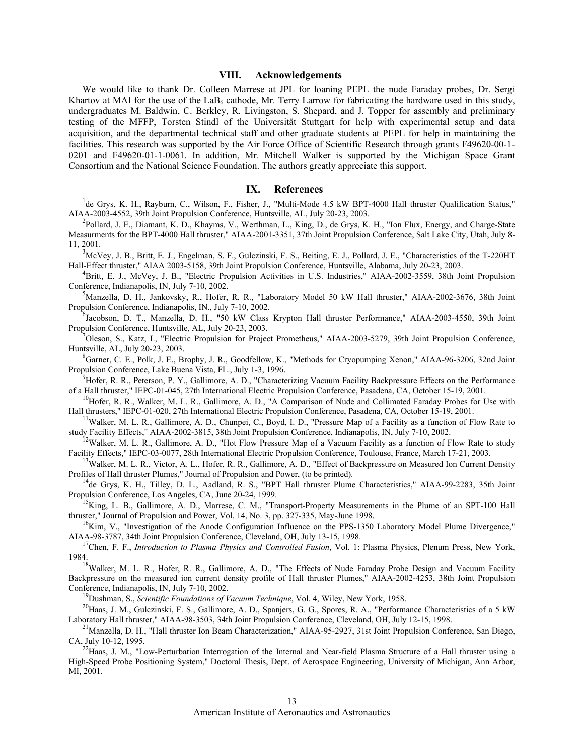## VIII. Acknowledgements

We would like to thank Dr. Colleen Marrese at JPL for loaning PEPL the nude Faraday probes, Dr. Sergi Khartov at MAI for the use of the $LaB_6$ cathode, Mr. Terry Larrow for fabricating the hardware used in this study, undergraduates M. Baldwin, C. Berkley, R. Livingston, S. Shepard, and J. Topper for assembly and preliminary testing of the MFFP, Torsten Stindl of the Universität Stuttgart for help with experimental setup and data acquisition, and the departmental technical staff and other graduate students at PEPL for help in maintaining the facilities. This research was supported by the Air Force Office of Scientific Research through grants F49620-00-1-0201 and F49620-01-1-0061. In addition, Mr. Mitchell Walker is supported by the Michigan Space Grant Consortium and the National Science Foundation. The authors greatly appreciate this support.

## IX. References

[1] de Grys, K. H., Rayburn, C., Wilson, F., Fisher, J., "Multi-Mode 4.5 kW BPT-4000 Hall thruster Qualification Status," AIAA-2003-4552, 39th Joint Propulsion Conference, Huntsville, AL, July 20-23, 2003.

[2] Pollard, J. E., Diamant, K. D., Khayms, V., Werthman, L., King, D., de Grys, K. H., "Ion Flux, Energy, and Charge-State Measurments for the BPT-4000 Hall thruster," AIAA-2001-3351, 37th Joint Propulsion Conference, Salt Lake City, Utah, July 8-11, 2001.

[3] McVey, J. B., Britt, E. J., Engelman, S. F., Gulczinski, F. S., Beiting, E. J., Pollard, J. E., "Characteristics of the T-220HT Hall-Effect thruster," AIAA 2003-5158, 39th Joint Propulsion Conference, Huntsville, Alabama, July 20-23, 2003.

[4] Britt, E. J., McVey, J. B., "Electric Propulsion Activities in U.S. Industries," AIAA-2002-3559, 38th Joint Propulsion Conference, Indianapolis, IN, July 7-10, 2002.

[5] Manzella, D. H., Jankovsky, R., Hofer, R. R., "Laboratory Model 50 kW Hall thruster," AIAA-2002-3676, 38th Joint Propulsion Conference, Indianapolis, IN., July 7-10, 2002.

[6] Jacobson, D. T., Manzella, D. H., "50 kW Class Krypton Hall thruster Performance," AIAA-2003-4550, 39th Joint Propulsion Conference, Huntsville, AL, July 20-23, 2003.

[7] Oleson, S., Katz, I., "Electric Propulsion for Project Prometheus," AIAA-2003-5279, 39th Joint Propulsion Conference, Huntsville, AL, July 20-23, 2003.

[8] Garner, C. E., Polk, J. E., Brophy, J. R., Goodfellow, K., "Methods for Cryopumping Xenon," AIAA-96-3206, 32nd Joint Propulsion Conference, Lake Buena Vista, FL., July 1-3, 1996.

[9] Hofer, R. R., Peterson, P. Y., Gallimore, A. D., "Characterizing Vacuum Facility Backpressure Effects on the Performance of a Hall thruster," IEPC-01-045, 27th International Electric Propulsion Conference, Pasadena, CA, October 15-19, 2001.

[10] Hofer, R. R., Walker, M. L. R., Gallimore, A. D., "A Comparison of Nude and Collimated Faraday Probes for Use with Hall thrusters," IEPC-01-020, 27th International Electric Propulsion Conference, Pasadena, CA, October 15-19, 2001.

[11] Walker, M. L. R., Gallimore, A. D., Chunpei, C., Boyd, I. D., "Pressure Map of a Facility as a function of Flow Rate to study Facility Effects," AIAA-2002-3815, 38th Joint Propulsion Conference, Indianapolis, IN, July 7-10, 2002.

[12] Walker, M. L. R., Gallimore, A. D., "Hot Flow Pressure Map of a Vacuum Facility as a function of Flow Rate to study Facility Effects," IEPC-03-0077, 28th International Electric Propulsion Conference, Toulouse, France, March 17-21, 2003.

[13] Walker, M. L. R., Victor, A. L., Hofer, R. R., Gallimore, A. D., "Effect of Backpressure on Measured Ion Current Density Profiles of Hall thruster Plumes," Journal of Propulsion and Power, (to be printed).

[14] de Grys, K. H., Tilley, D. L., Aadland, R. S., "BPT Hall thruster Plume Characteristics," AIAA-99-2283, 35th Joint Propulsion Conference, Los Angeles, CA, June 20-24, 1999.

[15] King, L. B., Gallimore, A. D., Marrese, C. M., "Transport-Property Measurements in the Plume of an SPT-100 Hall thruster," Journal of Propulsion and Power, Vol. 14, No. 3, pp. 327-335, May-June 1998.

[16] Kim, V., "Investigation of the Anode Configuration Influence on the PPS-1350 Laboratory Model Plume Divergence," AIAA-98-3787, 34th Joint Propulsion Conference, Cleveland, OH, July 13-15, 1998.

[17] Chen, F. F., *Introduction to Plasma Physics and Controlled Fusion*, Vol. 1: Plasma Physics, Plenum Press, New York, 1984.

[18] Walker, M. L. R., Hofer, R. R., Gallimore, A. D., "The Effects of Nude Faraday Probe Design and Vacuum Facility Backpressure on the measured ion current density profile of Hall thruster Plumes," AIAA-2002-4253, 38th Joint Propulsion Conference, Indianapolis, IN, July 7-10, 2002.

[19] Dushman, S., *Scientific Foundations of Vacuum Technique*, Vol. 4, Wiley, New York, 1958.

[20] Haas, J. M., Gulczinski, F. S., Gallimore, A. D., Spanjers, G. G., Spores, R. A., "Performance Characteristics of a 5 kW Laboratory Hall thruster," AIAA-98-3503, 34th Joint Propulsion Conference, Cleveland, OH, July 12-15, 1998.

[21] Manzella, D. H., "Hall thruster Ion Beam Characterization," AIAA-95-2927, 31st Joint Propulsion Conference, San Diego, CA, July 10-12, 1995.

[22] Haas, J. M., "Low-Perturbation Interrogation of the Internal and Near-field Plasma Structure of a Hall thruster using a High-Speed Probe Positioning System," Doctoral Thesis, Dept. of Aerospace Engineering, University of Michigan, Ann Arbor, MI, 2001.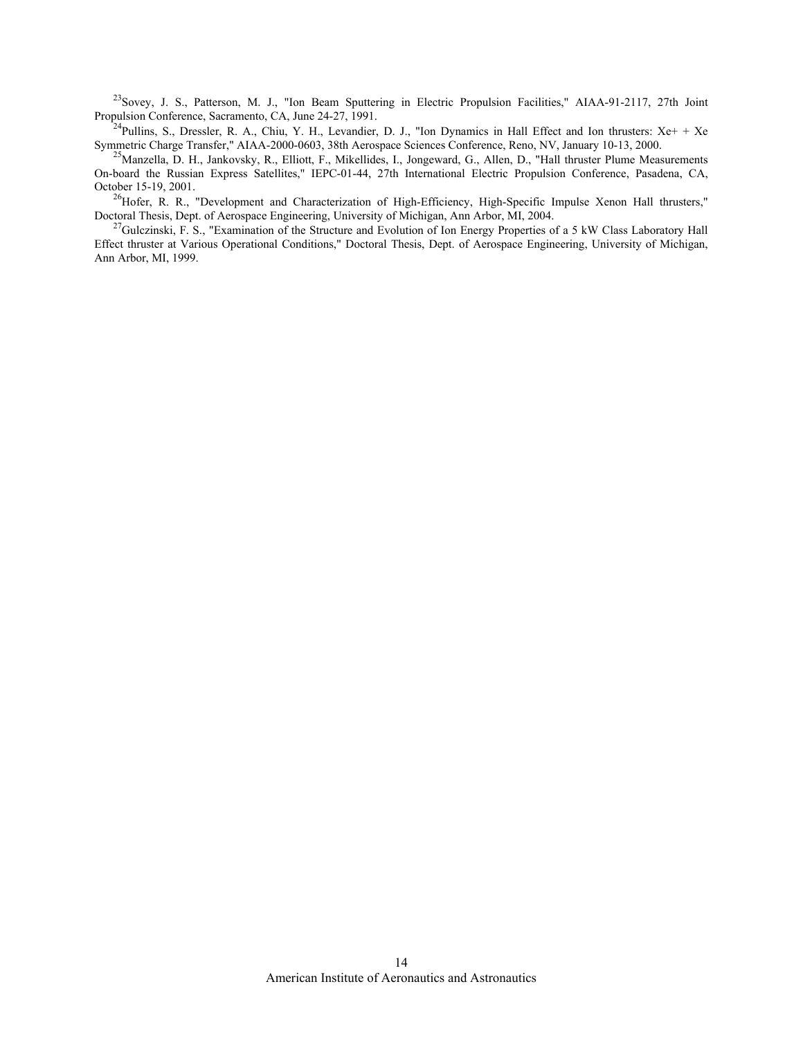[23]Sovey, J. S., Patterson, M. J., "Ion Beam Sputtering in Electric Propulsion Facilities," AIAA-91-2117, 27th Joint Propulsion Conference, Sacramento, CA, June 24-27, 1991.

[24]Pullins, S., Dressler, R. A., Chiu, Y. H., Levandier, D. J., "Ion Dynamics in Hall Effect and Ion thrusters: $Xe^+$ + Xe Symmetric Charge Transfer," AIAA-2000-0603, 38th Aerospace Sciences Conference, Reno, NV, January 10-13, 2000.

[25]Manzella, D. H., Jankovsky, R., Elliott, F., Mikellides, I., Jongeward, G., Allen, D., "Hall thruster Plume Measurements On-board the Russian Express Satellites," IEPC-01-44, 27th International Electric Propulsion Conference, Pasadena, CA, October 15-19, 2001.

[26]Hofer, R. R., "Development and Characterization of High-Efficiency, High-Specific Impulse Xenon Hall thrusters," Doctoral Thesis, Dept. of Aerospace Engineering, University of Michigan, Ann Arbor, MI, 2004.

[27]Gulczinski, F. S., "Examination of the Structure and Evolution of Ion Energy Properties of a 5 kW Class Laboratory Hall Effect thruster at Various Operational Conditions," Doctoral Thesis, Dept. of Aerospace Engineering, University of Michigan, Ann Arbor, MI, 1999.